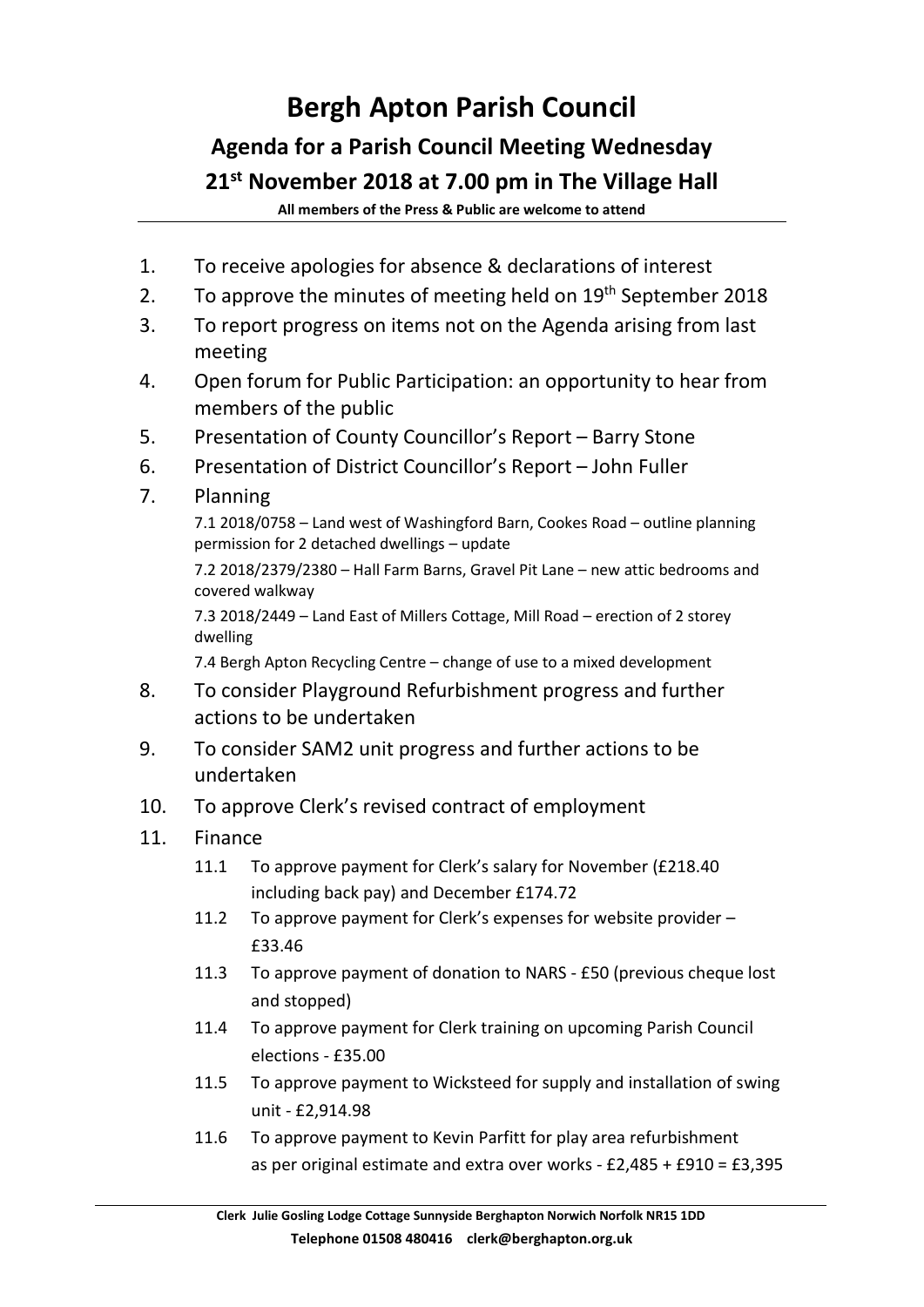# Bergh Apton Parish Council

## Agenda for a Parish Council Meeting Wednesday 21st November 2018 at 7.00 pm in The Village Hall

**All members of the Press & Public are welcome to attend**

1. To receive apologies for absence & declarations of interest
2. To approve the minutes of meeting held on 19th September 2018
3. To report progress on items not on the Agenda arising from last meeting
4. Open forum for Public Participation: an opportunity to hear from members of the public
5. Presentation of County Councillor's Report – Barry Stone
6. Presentation of District Councillor's Report – John Fuller
7. Planning

   7.1 2018/0758 – Land west of Washingford Barn, Cookes Road – outline planning permission for 2 detached dwellings – update

   7.2 2018/2379/2380 – Hall Farm Barns, Gravel Pit Lane – new attic bedrooms and covered walkway

   7.3 2018/2449 – Land East of Millers Cottage, Mill Road – erection of 2 storey dwelling

   7.4 Bergh Apton Recycling Centre – change of use to a mixed development
8. To consider Playground Refurbishment progress and further actions to be undertaken
9. To consider SAM2 unit progress and further actions to be undertaken
10. To approve Clerk's revised contract of employment
11. Finance
    - 11.1 To approve payment for Clerk's salary for November (£218.40 including back pay) and December £174.72
    - 11.2 To approve payment for Clerk's expenses for website provider – £33.46
    - 11.3 To approve payment of donation to NARS - £50 (previous cheque lost and stopped)
    - 11.4 To approve payment for Clerk training on upcoming Parish Council elections - £35.00
    - 11.5 To approve payment to Wicksteed for supply and installation of swing unit - £2,914.98
    - 11.6 To approve payment to Kevin Parfitt for play area refurbishment as per original estimate and extra over works - £2,485 + £910 = £3,395

**Clerk Julie Gosling Lodge Cottage Sunnyside Berghapton Norwich Norfolk NR15 1DD**
**Telephone 01508 480416 clerk@berghapton.org.uk**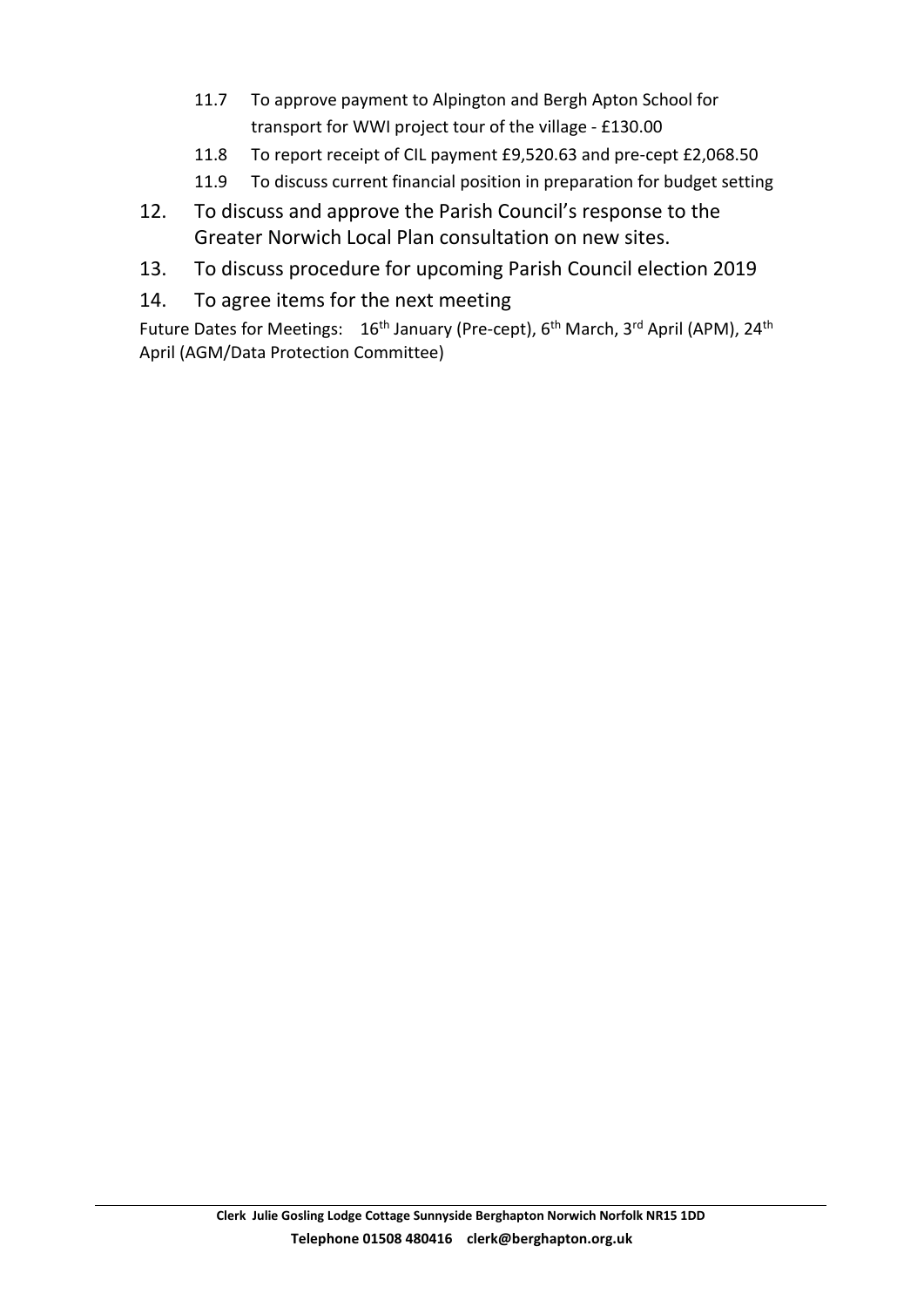- 11.7 To approve payment to Alpington and Bergh Apton School for transport for WWI project tour of the village - £130.00
- 11.8 To report receipt of CIL payment £9,520.63 and pre-cept £2,068.50
- 11.9 To discuss current financial position in preparation for budget setting

12. To discuss and approve the Parish Council's response to the Greater Norwich Local Plan consultation on new sites.
13. To discuss procedure for upcoming Parish Council election 2019
14. To agree items for the next meeting

Future Dates for Meetings: 16th January (Pre-cept), 6th March, 3rd April (APM), 24th April (AGM/Data Protection Committee)

**Clerk Julie Gosling Lodge Cottage Sunnyside Berghapton Norwich Norfolk NR15 1DD**

**Telephone 01508 480416 clerk@berghapton.org.uk**